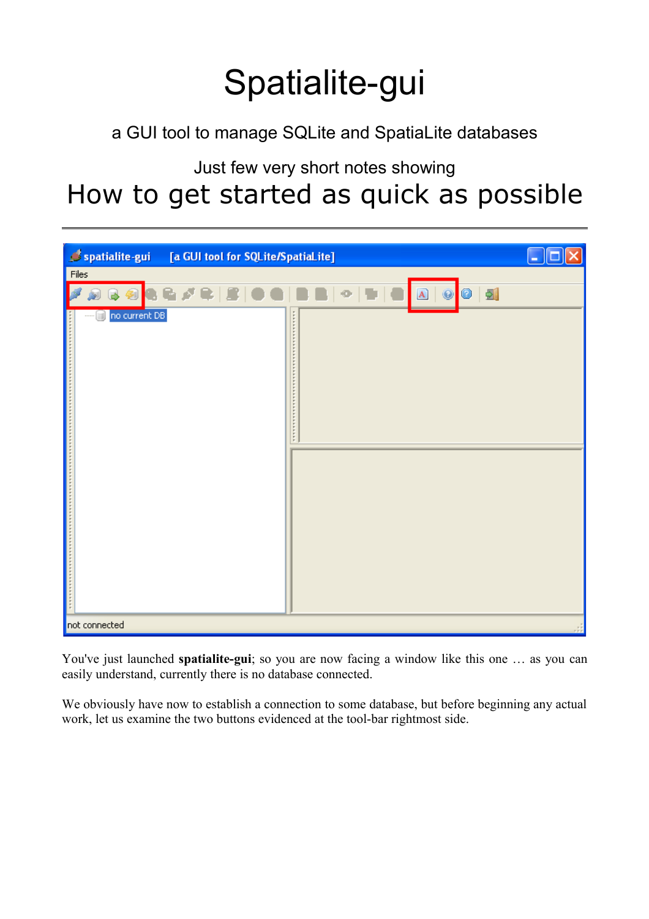# Spatialite-gui

a GUI tool to manage SQLite and SpatiaLite databases

Just few very short notes showing

## How to get started as quick as possible

---

You've just launched **spatialite-gui**; so you are now facing a window like this one … as you can easily understand, currently there is no database connected.

We obviously have now to establish a connection to some database, but before beginning any actual work, let us examine the two buttons evidenced at the tool-bar rightmost side.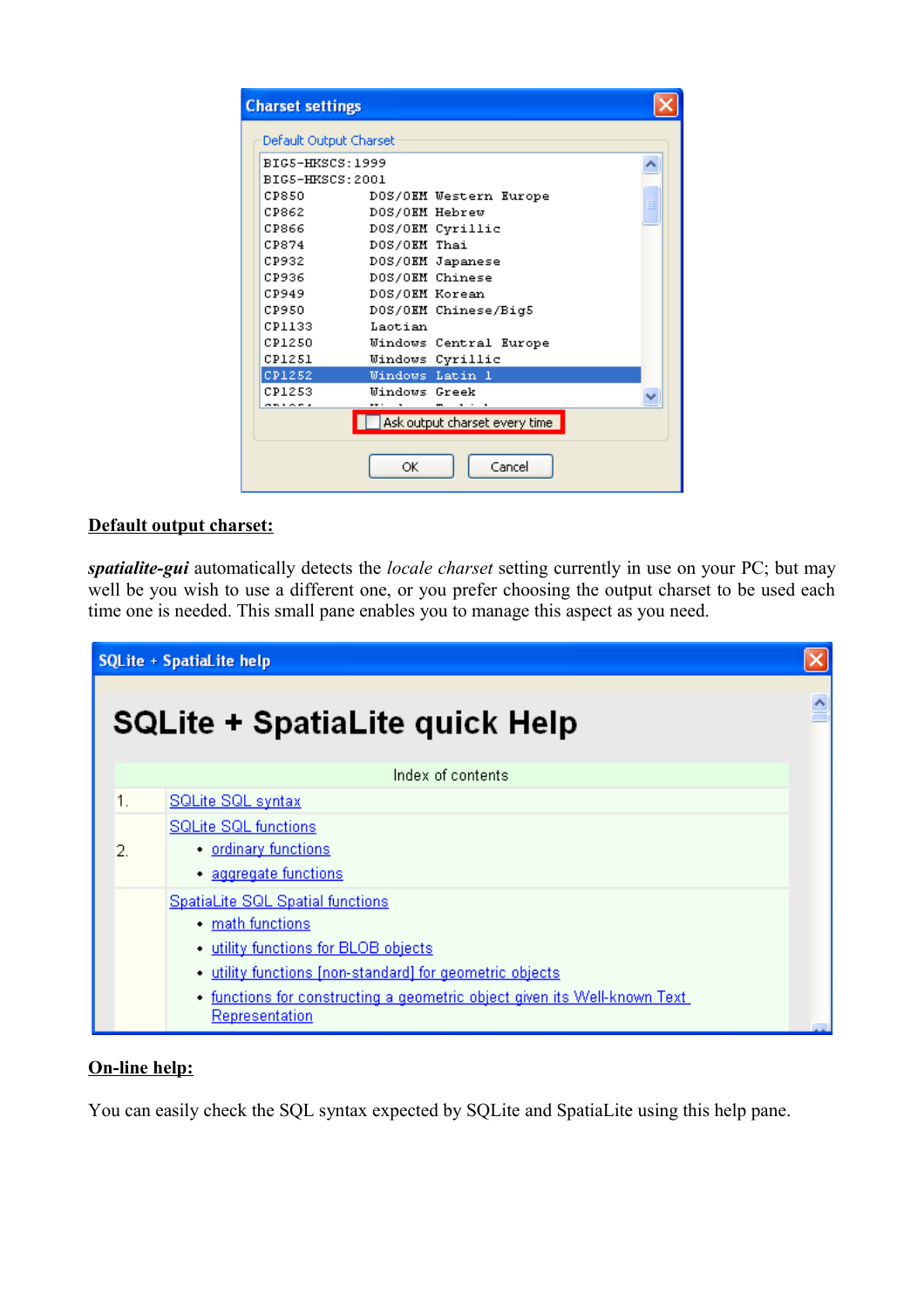## Default output charset:

***spatialite-gui*** automatically detects the *locale charset* setting currently in use on your PC; but may well be you wish to use a different one, or you prefer choosing the output charset to be used each time one is needed. This small pane enables you to manage this aspect as you need.

## On-line help:

You can easily check the SQL syntax expected by SQLite and SpatiaLite using this help pane.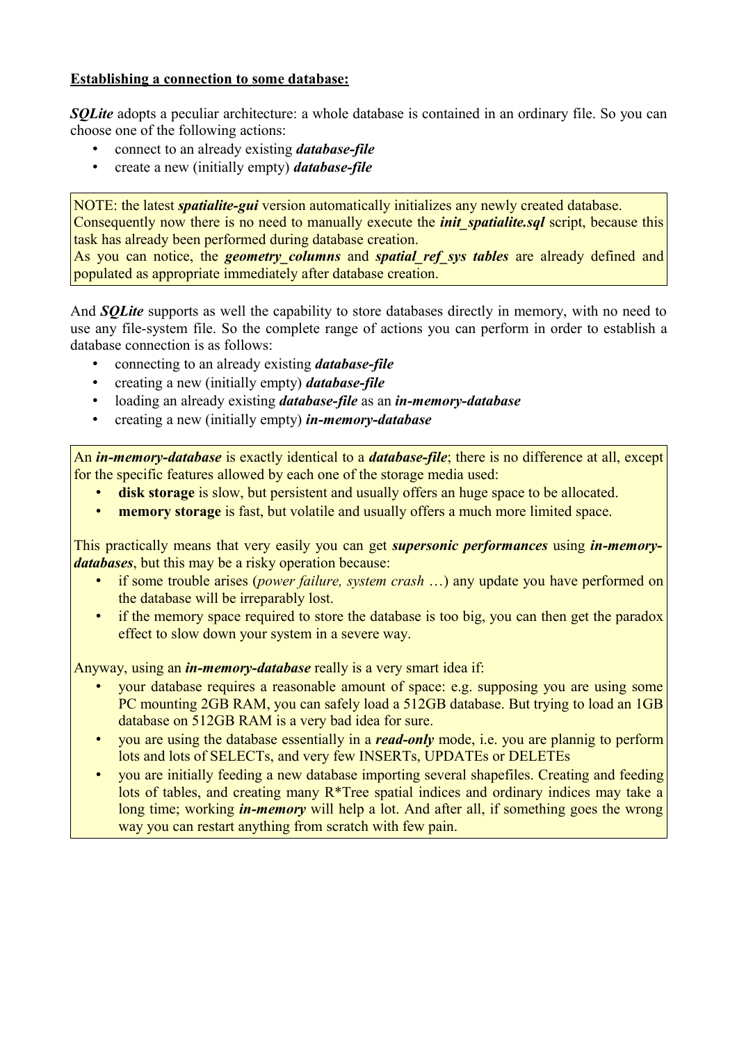**<u>Establishing a connection to some database:</u>**

***SQLite*** adopts a peculiar architecture: a whole database is contained in an ordinary file. So you can choose one of the following actions:

- connect to an already existing ***database-file***
- create a new (initially empty) ***database-file***

> NOTE: the latest ***spatialite-gui*** version automatically initializes any newly created database. Consequently now there is no need to manually execute the ***init_spatialite.sql*** script, because this task has already been performed during database creation.
> As you can notice, the ***geometry_columns*** and ***spatial_ref_sys tables*** are already defined and populated as appropriate immediately after database creation.

And ***SQLite*** supports as well the capability to store databases directly in memory, with no need to use any file-system file. So the complete range of actions you can perform in order to establish a database connection is as follows:

- connecting to an already existing ***database-file***
- creating a new (initially empty) ***database-file***
- loading an already existing ***database-file*** as an ***in-memory-database***
- creating a new (initially empty) ***in-memory-database***

> An ***in-memory-database*** is exactly identical to a ***database-file***; there is no difference at all, except for the specific features allowed by each one of the storage media used:
>
> - **disk storage** is slow, but persistent and usually offers an huge space to be allocated.
> - **memory storage** is fast, but volatile and usually offers a much more limited space.
>
> This practically means that very easily you can get ***supersonic performances*** using ***in-memory-databases***, but this may be a risky operation because:
>
> - if some trouble arises (*power failure, system crash* …) any update you have performed on the database will be irreparably lost.
> - if the memory space required to store the database is too big, you can then get the paradox effect to slow down your system in a severe way.
>
> Anyway, using an ***in-memory-database*** really is a very smart idea if:
>
> - your database requires a reasonable amount of space: e.g. supposing you are using some PC mounting 2GB RAM, you can safely load a 512GB database. But trying to load an 1GB database on 512GB RAM is a very bad idea for sure.
> - you are using the database essentially in a ***read-only*** mode, i.e. you are plannig to perform lots and lots of SELECTs, and very few INSERTs, UPDATEs or DELETEs
> - you are initially feeding a new database importing several shapefiles. Creating and feeding lots of tables, and creating many R*Tree spatial indices and ordinary indices may take a long time; working ***in-memory*** will help a lot. And after all, if something goes the wrong way you can restart anything from scratch with few pain.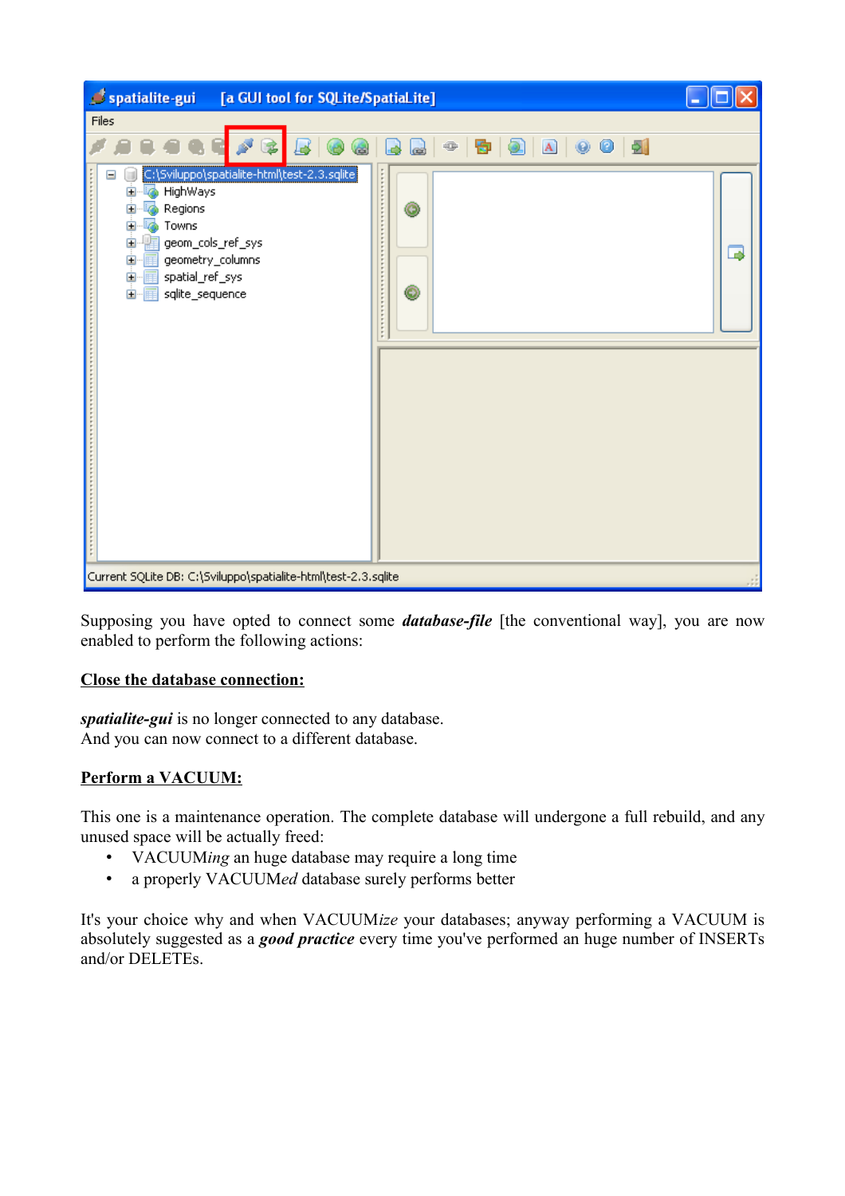Supposing you have opted to connect some ***database-file*** [the conventional way], you are now enabled to perform the following actions:

**Close the database connection:**

***spatialite-gui*** is no longer connected to any database.
And you can now connect to a different database.

**Perform a VACUUM:**

This one is a maintenance operation. The complete database will undergone a full rebuild, and any unused space will be actually freed:

- VACUUM*ing* an huge database may require a long time
- a properly VACUUM*ed* database surely performs better

It's your choice why and when VACUUM*ize* your databases; anyway performing a VACUUM is absolutely suggested as a ***good practice*** every time you've performed an huge number of INSERTs and/or DELETEs.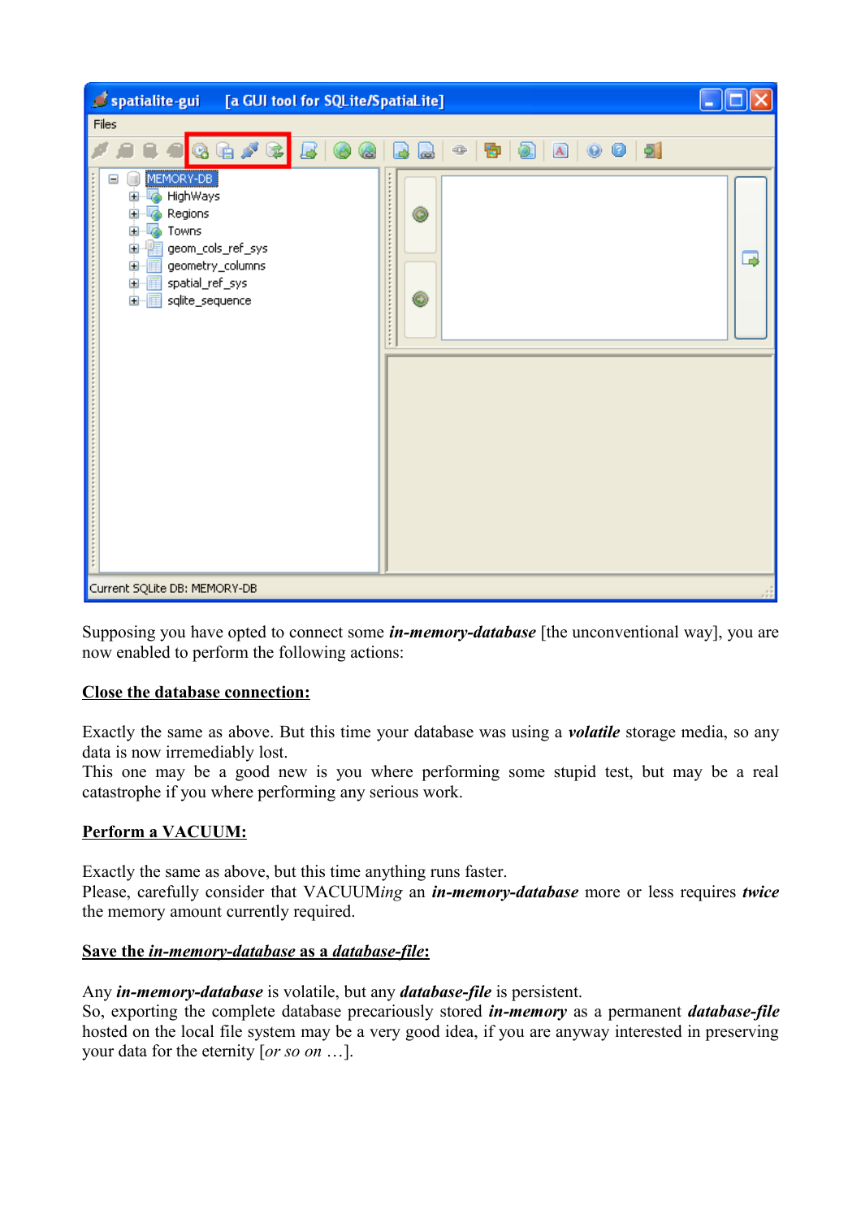Supposing you have opted to connect some ***in-memory-database*** [the unconventional way], you are now enabled to perform the following actions:

**<u>Close the database connection:</u>**

Exactly the same as above. But this time your database was using a ***volatile*** storage media, so any data is now irremediably lost.
This one may be a good new is you where performing some stupid test, but may be a real catastrophe if you where performing any serious work.

**<u>Perform a VACUUM:</u>**

Exactly the same as above, but this time anything runs faster.
Please, carefully consider that VACUUM*ing* an ***in-memory-database*** more or less requires ***twice*** the memory amount currently required.

**<u>Save the *in-memory-database* as a *database-file*:</u>**

Any ***in-memory-database*** is volatile, but any ***database-file*** is persistent.
So, exporting the complete database precariously stored ***in-memory*** as a permanent ***database-file*** hosted on the local file system may be a very good idea, if you are anyway interested in preserving your data for the eternity [*or so on …*].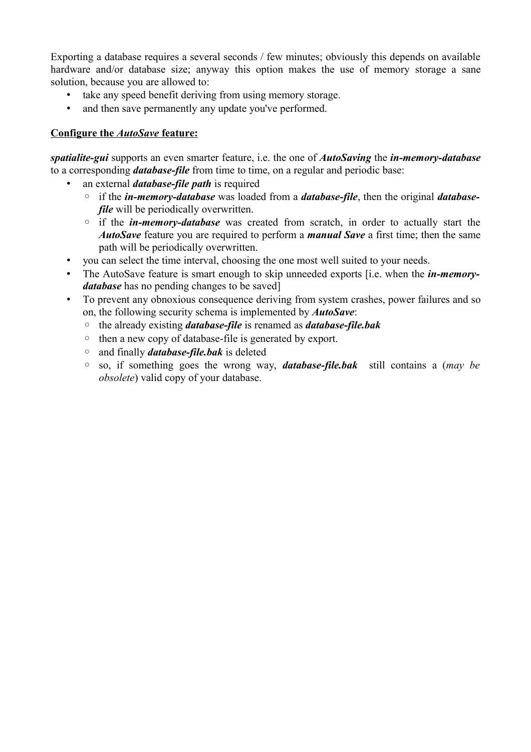Exporting a database requires a several seconds / few minutes; obviously this depends on available hardware and/or database size; anyway this option makes the use of memory storage a sane solution, because you are allowed to:

- take any speed benefit deriving from using memory storage.
- and then save permanently any update you've performed.

**Configure the *AutoSave* feature:**

***spatialite-gui*** supports an even smarter feature, i.e. the one of ***AutoSaving*** the ***in-memory-database*** to a corresponding ***database-file*** from time to time, on a regular and periodic base:

- an external ***database-file path*** is required
  - if the ***in-memory-database*** was loaded from a ***database-file***, then the original ***database-file*** will be periodically overwritten.
  - if the ***in-memory-database*** was created from scratch, in order to actually start the ***AutoSave*** feature you are required to perform a ***manual Save*** a first time; then the same path will be periodically overwritten.
- you can select the time interval, choosing the one most well suited to your needs.
- The AutoSave feature is smart enough to skip unneeded exports [i.e. when the ***in-memory-database*** has no pending changes to be saved]
- To prevent any obnoxious consequence deriving from system crashes, power failures and so on, the following security schema is implemented by ***AutoSave***:
  - the already existing ***database-file*** is renamed as ***database-file.bak***
  - then a new copy of database-file is generated by export.
  - and finally ***database-file.bak*** is deleted
  - so, if something goes the wrong way, ***database-file.bak*** still contains a (*may be obsolete*) valid copy of your database.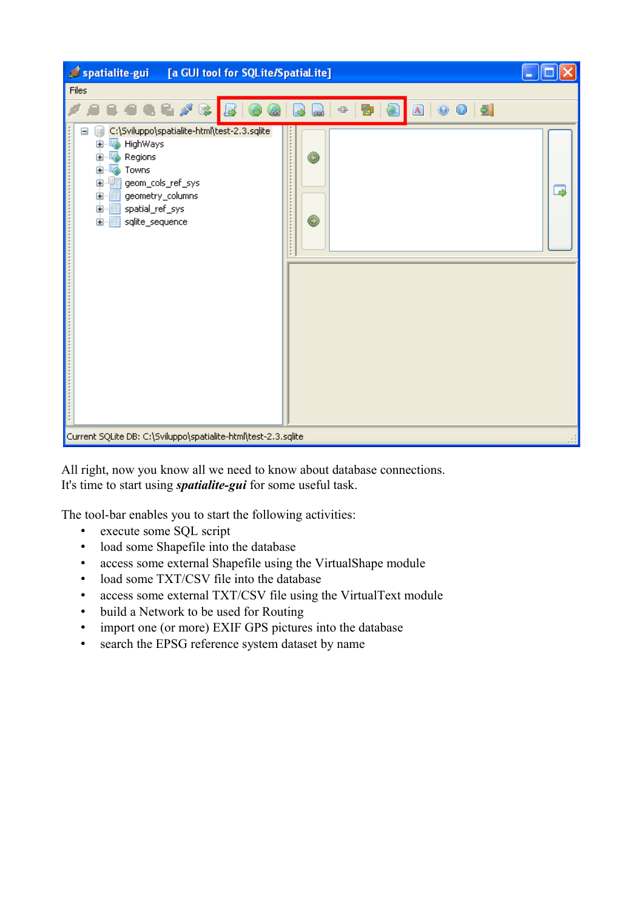All right, now you know all we need to know about database connections.
It's time to start using ***spatialite-gui*** for some useful task.

The tool-bar enables you to start the following activities:

- execute some SQL script
- load some Shapefile into the database
- access some external Shapefile using the VirtualShape module
- load some TXT/CSV file into the database
- access some external TXT/CSV file using the VirtualText module
- build a Network to be used for Routing
- import one (or more) EXIF GPS pictures into the database
- search the EPSG reference system dataset by name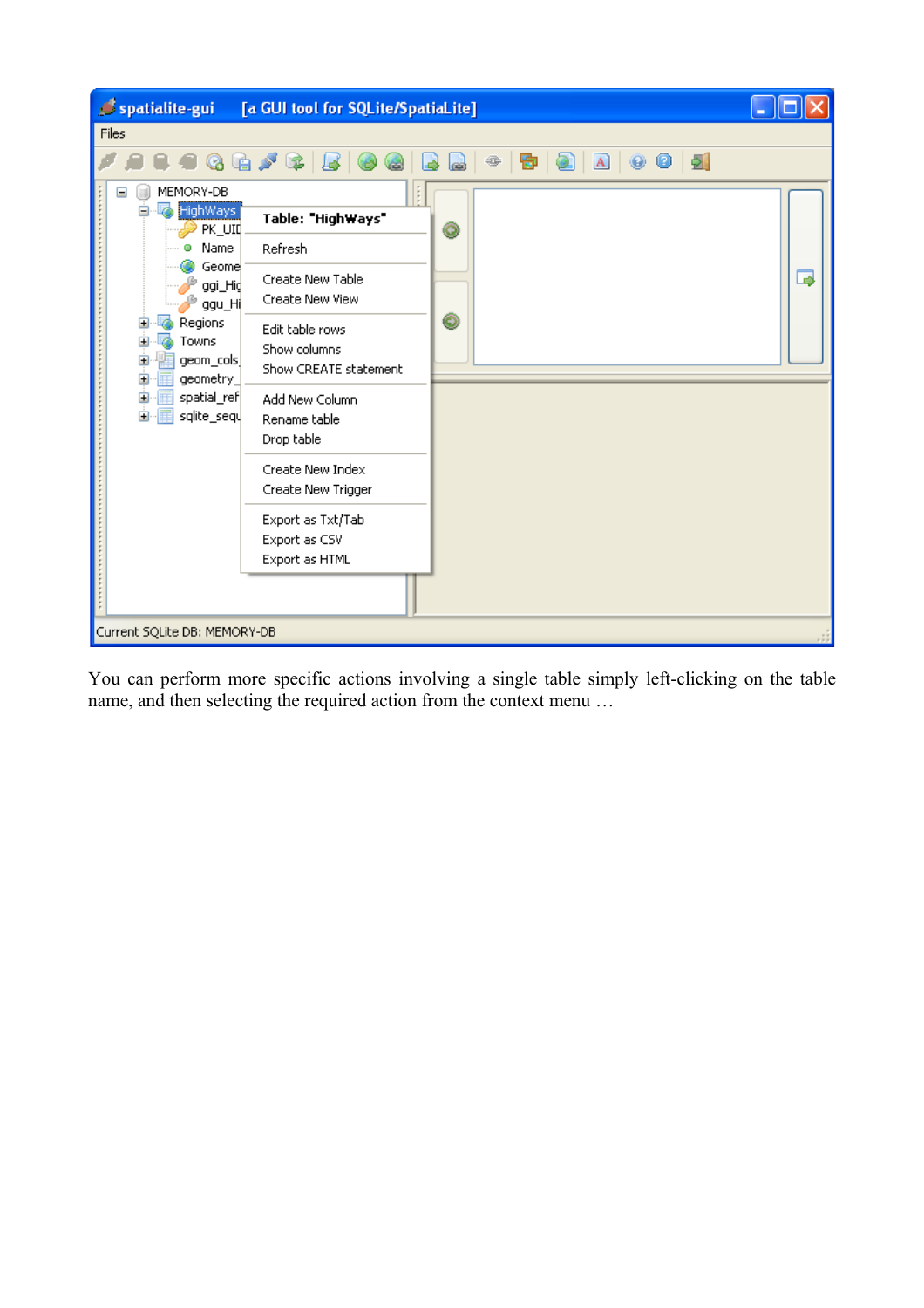You can perform more specific actions involving a single table simply left-clicking on the table name, and then selecting the required action from the context menu …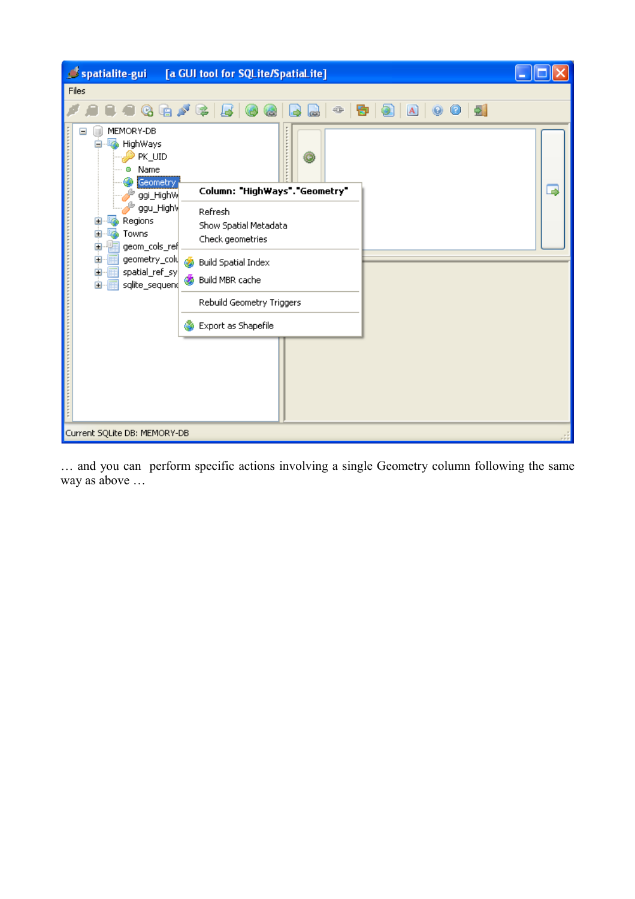… and you can perform specific actions involving a single Geometry column following the same way as above …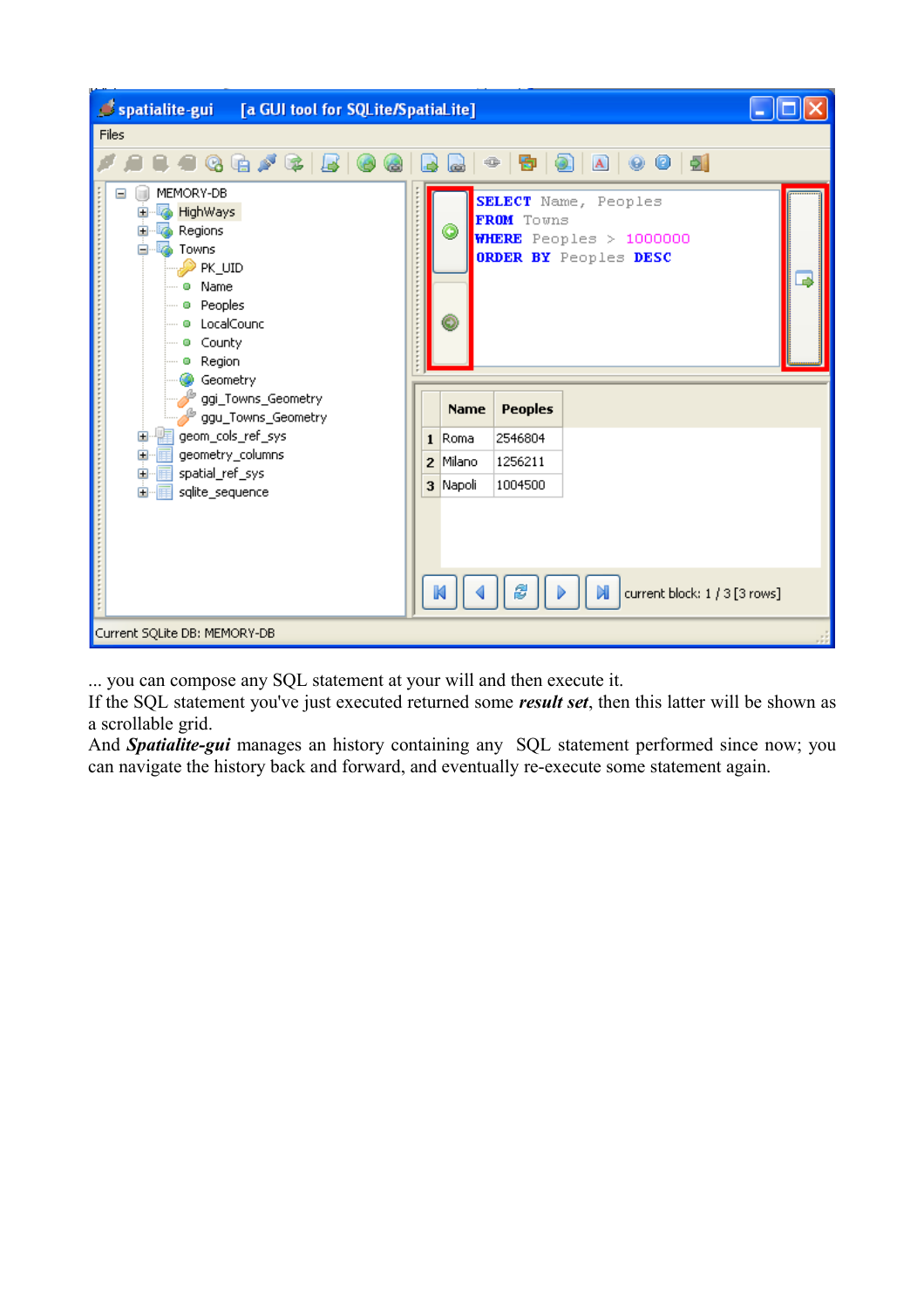... you can compose any SQL statement at your will and then execute it.
If the SQL statement you've just executed returned some ***result set***, then this latter will be shown as a scrollable grid.
And ***Spatialite-gui*** manages an history containing any SQL statement performed since now; you can navigate the history back and forward, and eventually re-execute some statement again.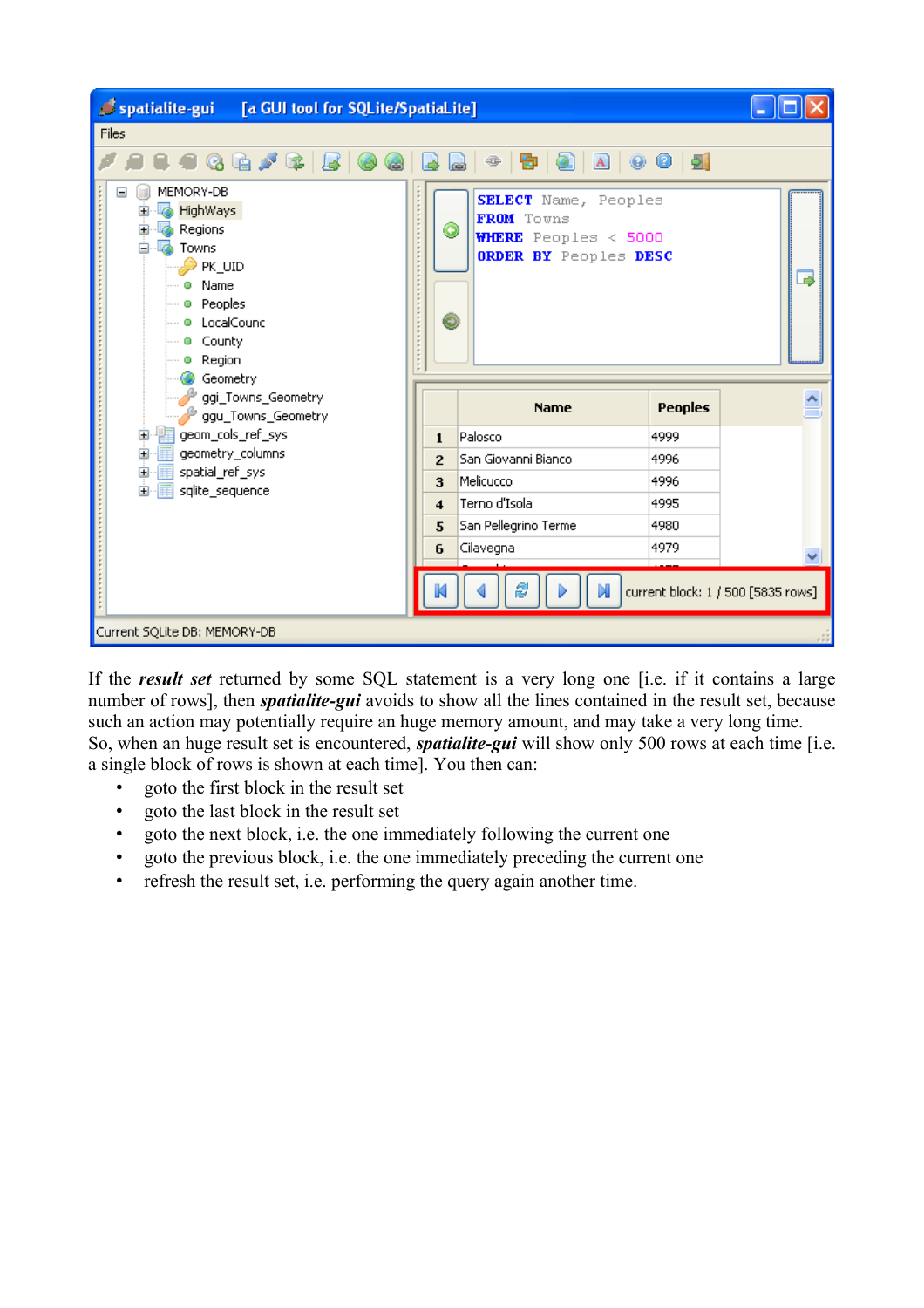If the ***result set*** returned by some SQL statement is a very long one [i.e. if it contains a large number of rows], then ***spatialite-gui*** avoids to show all the lines contained in the result set, because such an action may potentially require an huge memory amount, and may take a very long time.
So, when an huge result set is encountered, ***spatialite-gui*** will show only 500 rows at each time [i.e. a single block of rows is shown at each time]. You then can:

- goto the first block in the result set
- goto the last block in the result set
- goto the next block, i.e. the one immediately following the current one
- goto the previous block, i.e. the one immediately preceding the current one
- refresh the result set, i.e. performing the query again another time.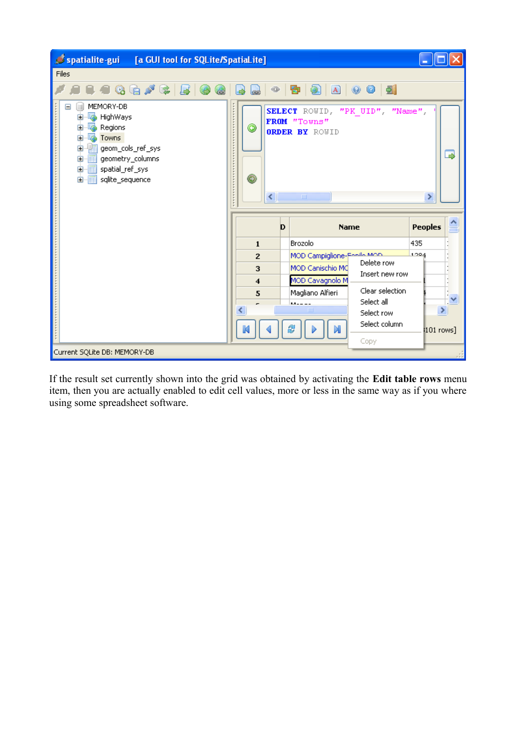If the result set currently shown into the grid was obtained by activating the **Edit table rows** menu item, then you are actually enabled to edit cell values, more or less in the same way as if you where using some spreadsheet software.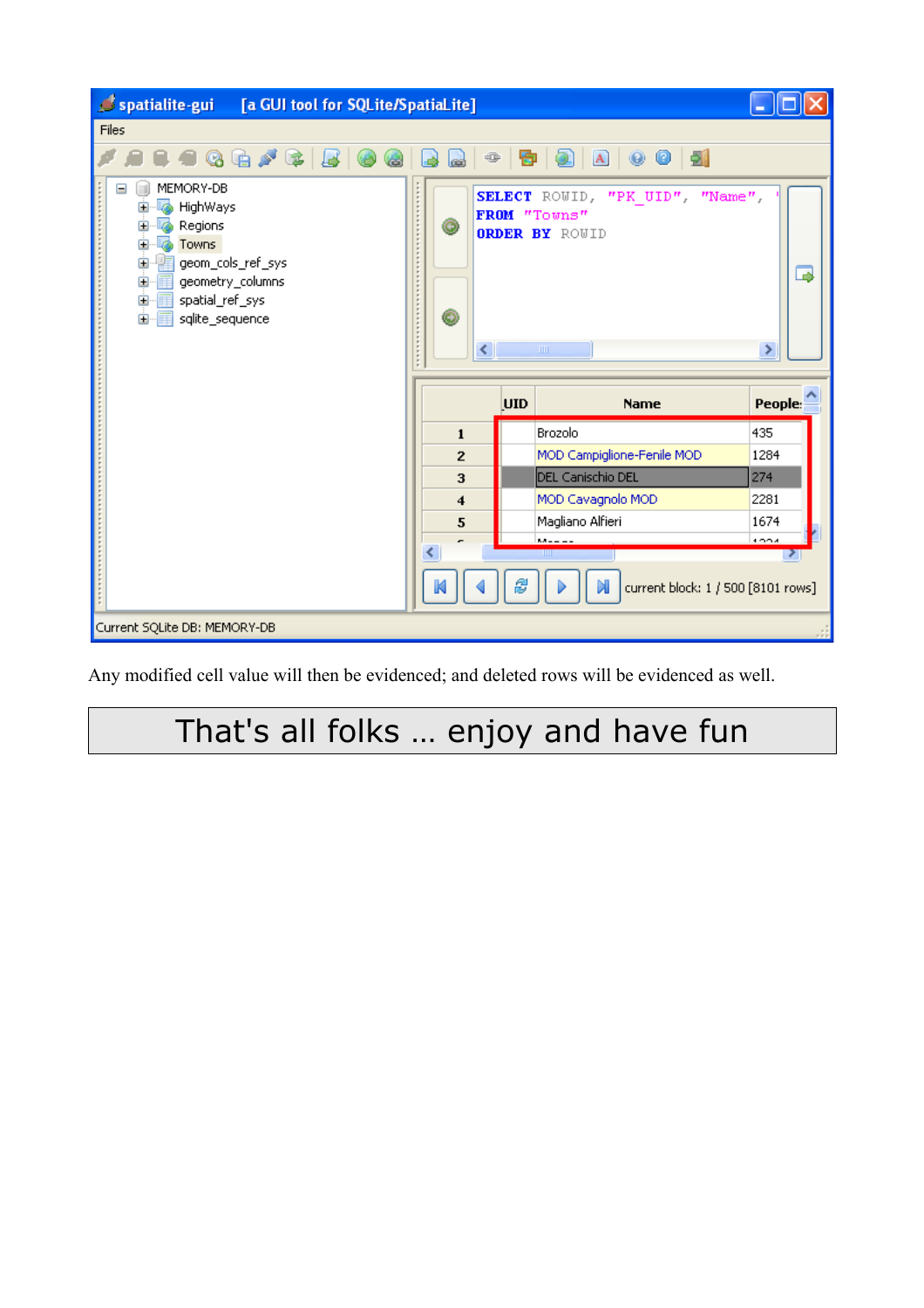Any modified cell value will then be evidenced; and deleted rows will be evidenced as well.

That's all folks ... enjoy and have fun